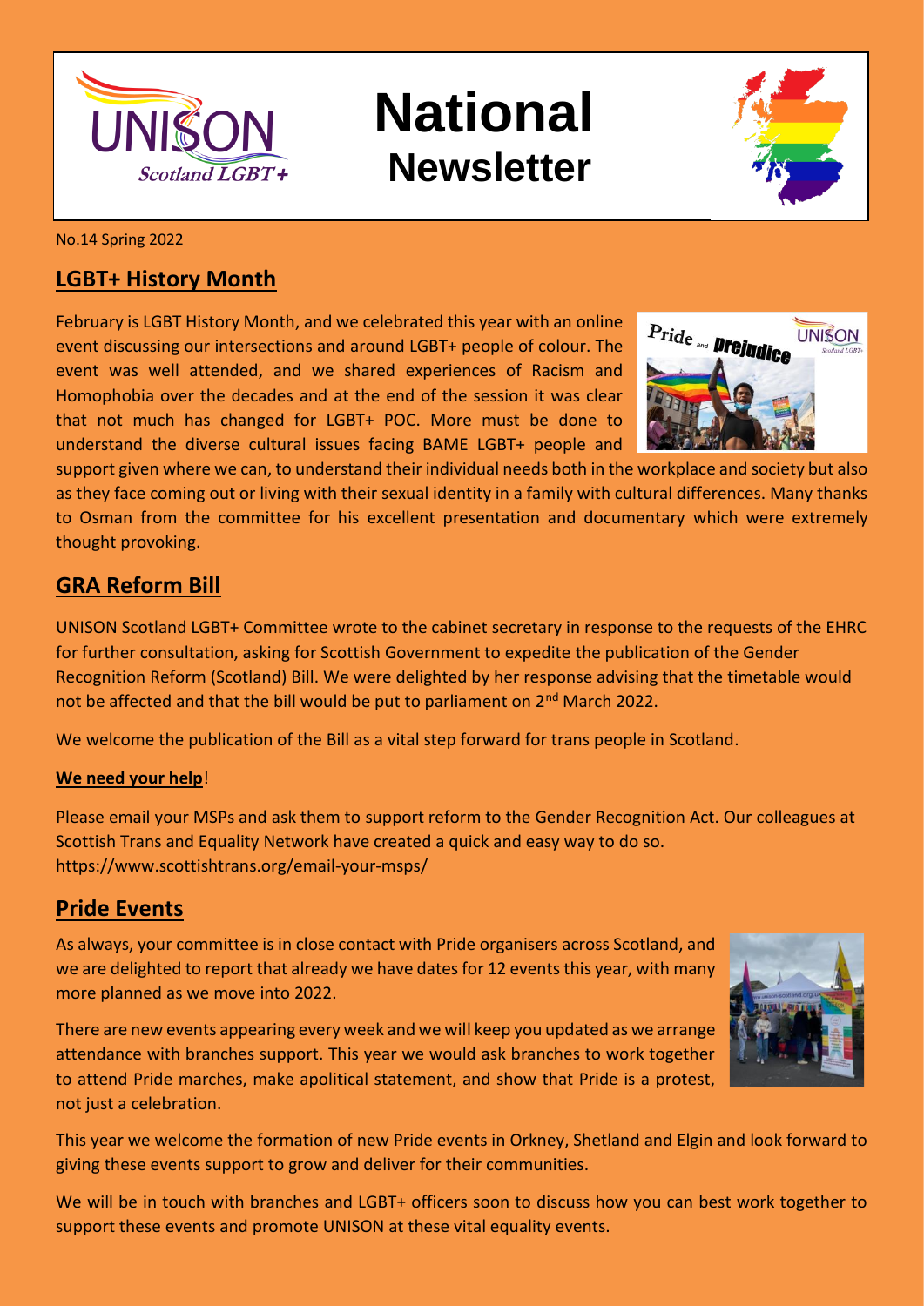# National Newsletter

No.14 Spring 2022

## LGBT+ History Month

February is LGBT History Month, and we celebrated this year with an online event discussing our intersections and around LGBT+ people of colour. The event was well attended, and we shared experiences of Racism and Homophobia over the decades and at the end of the session it was clear that not much has changed for LGBT+ POC. More must be done to understand the diverse cultural issues facing BAME LGBT+ people and support given where we can, to understand their individual needs both in the workplace and society but also as they face coming out or living with their sexual identity in a family with cultural differences. Many thanks to Osman from the committee for his excellent presentation and documentary which were extremely thought provoking.

## GRA Reform Bill

UNISON Scotland LGBT+ Committee wrote to the cabinet secretary in response to the requests of the EHRC for further consultation, asking for Scottish Government to expedite the publication of the Gender Recognition Reform (Scotland) Bill. We were delighted by her response advising that the timetable would not be affected and that the bill would be put to parliament on 2nd March 2022.

We welcome the publication of the Bill as a vital step forward for trans people in Scotland.

**We need your help**!

Please email your MSPs and ask them to support reform to the Gender Recognition Act. Our colleagues at Scottish Trans and Equality Network have created a quick and easy way to do so. https://www.scottishtrans.org/email-your-msps/

## Pride Events

As always, your committee is in close contact with Pride organisers across Scotland, and we are delighted to report that already we have dates for 12 events this year, with many more planned as we move into 2022.

There are new events appearing every week and we will keep you updated as we arrange attendance with branches support. This year we would ask branches to work together to attend Pride marches, make apolitical statement, and show that Pride is a protest, not just a celebration.

This year we welcome the formation of new Pride events in Orkney, Shetland and Elgin and look forward to giving these events support to grow and deliver for their communities.

We will be in touch with branches and LGBT+ officers soon to discuss how you can best work together to support these events and promote UNISON at these vital equality events.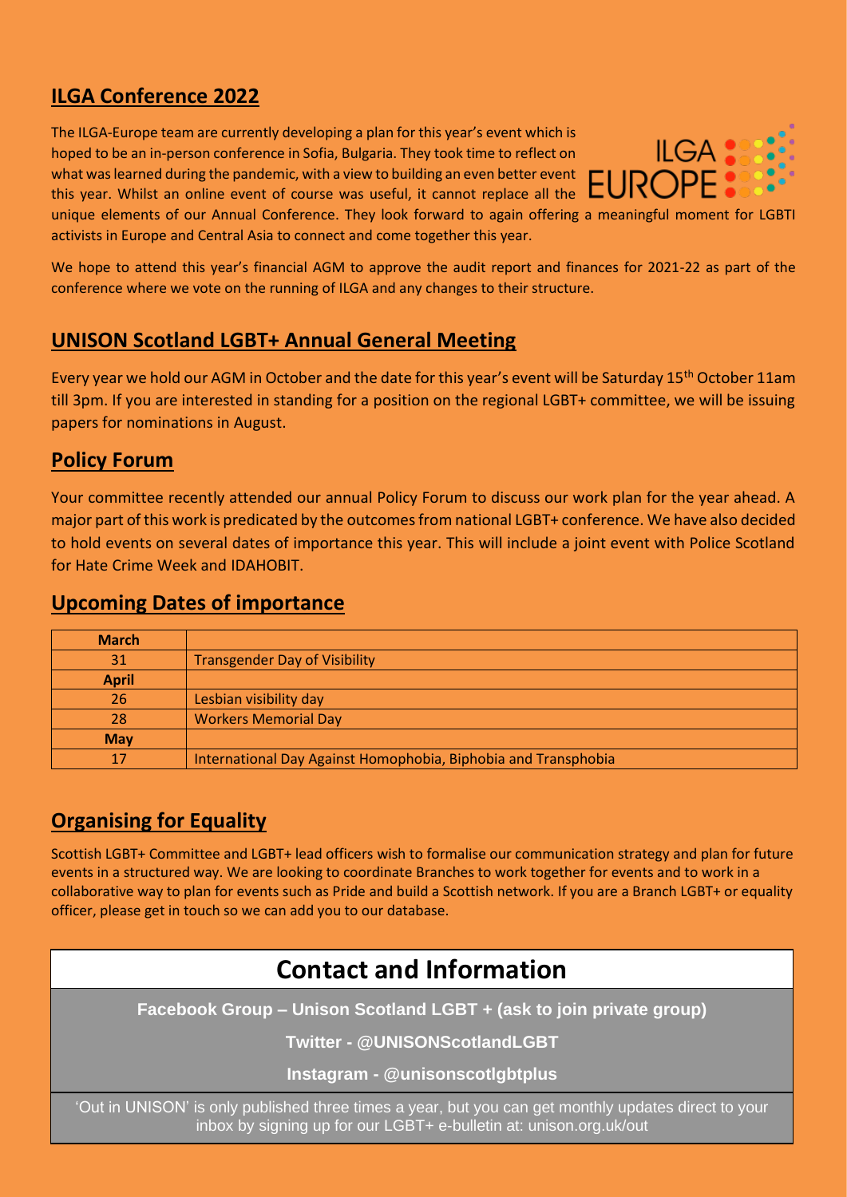## ILGA Conference 2022

The ILGA-Europe team are currently developing a plan for this year's event which is hoped to be an in-person conference in Sofia, Bulgaria. They took time to reflect on what was learned during the pandemic, with a view to building an even better event this year. Whilst an online event of course was useful, it cannot replace all the unique elements of our Annual Conference. They look forward to again offering a meaningful moment for LGBTI activists in Europe and Central Asia to connect and come together this year.

ILGA EUROPE

We hope to attend this year's financial AGM to approve the audit report and finances for 2021-22 as part of the conference where we vote on the running of ILGA and any changes to their structure.

## UNISON Scotland LGBT+ Annual General Meeting

Every year we hold our AGM in October and the date for this year's event will be Saturday 15th October 11am till 3pm. If you are interested in standing for a position on the regional LGBT+ committee, we will be issuing papers for nominations in August.

## Policy Forum

Your committee recently attended our annual Policy Forum to discuss our work plan for the year ahead. A major part of this work is predicated by the outcomes from national LGBT+ conference. We have also decided to hold events on several dates of importance this year. This will include a joint event with Police Scotland for Hate Crime Week and IDAHOBIT.

## Upcoming Dates of importance

| | |
|---|---|
| **March** | |
| 31 | Transgender Day of Visibility |
| **April** | |
| 26 | Lesbian visibility day |
| 28 | Workers Memorial Day |
| **May** | |
| 17 | International Day Against Homophobia, Biphobia and Transphobia |

## Organising for Equality

Scottish LGBT+ Committee and LGBT+ lead officers wish to formalise our communication strategy and plan for future events in a structured way. We are looking to coordinate Branches to work together for events and to work in a collaborative way to plan for events such as Pride and build a Scottish network. If you are a Branch LGBT+ or equality officer, please get in touch so we can add you to our database.

## Contact and Information

**Facebook Group – Unison Scotland LGBT + (ask to join private group)**

**Twitter - @UNISONScotlandLGBT**

**Instagram - @unisonscotlgbtplus**

'Out in UNISON' is only published three times a year, but you can get monthly updates direct to your inbox by signing up for our LGBT+ e-bulletin at: unison.org.uk/out